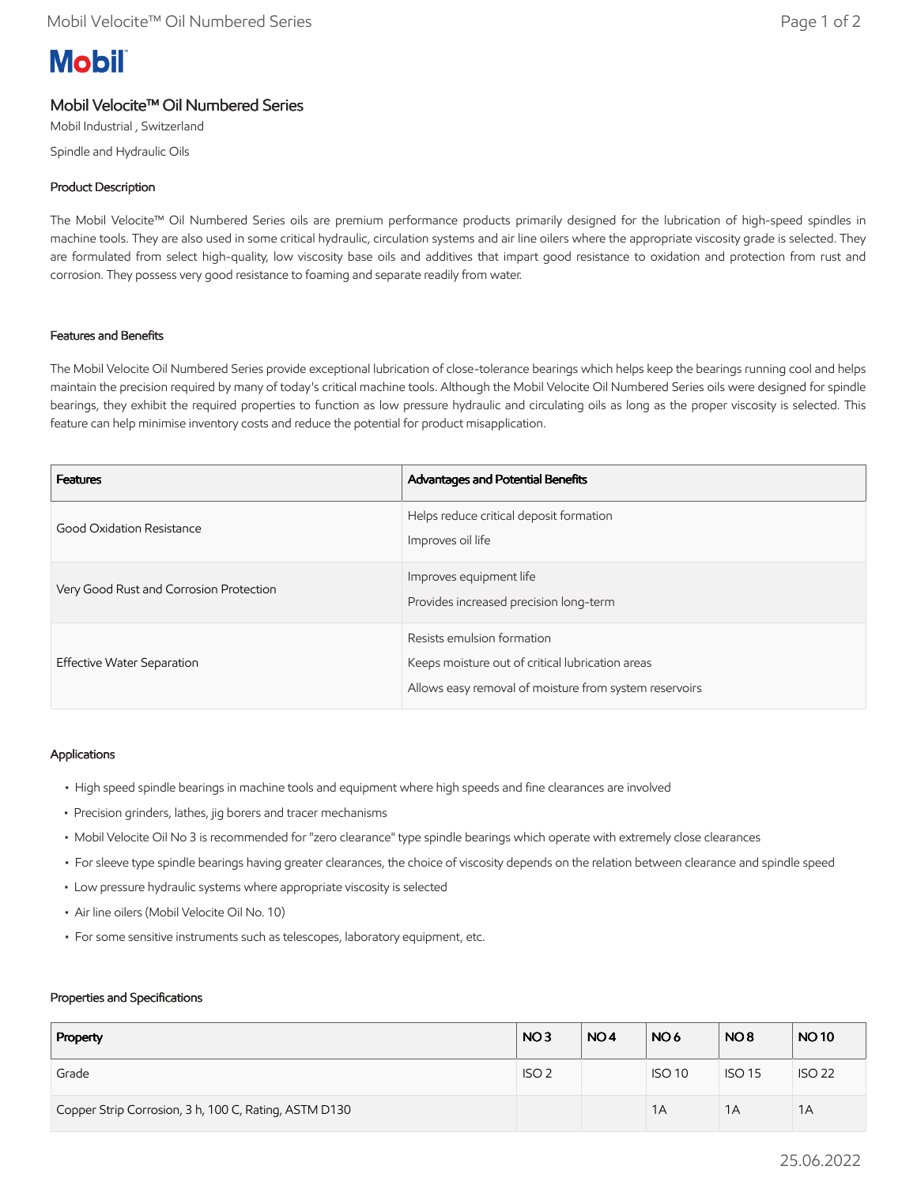# Mobil Velocite™ Oil Numbered Series

Mobil Industrial , Switzerland

Spindle and Hydraulic Oils

## Product Description

The Mobil Velocite™ Oil Numbered Series oils are premium performance products primarily designed for the lubrication of high-speed spindles in machine tools. They are also used in some critical hydraulic, circulation systems and air line oilers where the appropriate viscosity grade is selected. They are formulated from select high-quality, low viscosity base oils and additives that impart good resistance to oxidation and protection from rust and corrosion. They possess very good resistance to foaming and separate readily from water.

## Features and Benefits

The Mobil Velocite Oil Numbered Series provide exceptional lubrication of close-tolerance bearings which helps keep the bearings running cool and helps maintain the precision required by many of today's critical machine tools. Although the Mobil Velocite Oil Numbered Series oils were designed for spindle bearings, they exhibit the required properties to function as low pressure hydraulic and circulating oils as long as the proper viscosity is selected. This feature can help minimise inventory costs and reduce the potential for product misapplication.

| Features | Advantages and Potential Benefits |
|---|---|
| Good Oxidation Resistance | Helps reduce critical deposit formation<br>Improves oil life |
| Very Good Rust and Corrosion Protection | Improves equipment life<br>Provides increased precision long-term |
| Effective Water Separation | Resists emulsion formation<br>Keeps moisture out of critical lubrication areas<br>Allows easy removal of moisture from system reservoirs |

## Applications

- High speed spindle bearings in machine tools and equipment where high speeds and fine clearances are involved
- Precision grinders, lathes, jig borers and tracer mechanisms
- Mobil Velocite Oil No 3 is recommended for "zero clearance" type spindle bearings which operate with extremely close clearances
- For sleeve type spindle bearings having greater clearances, the choice of viscosity depends on the relation between clearance and spindle speed
- Low pressure hydraulic systems where appropriate viscosity is selected
- Air line oilers (Mobil Velocite Oil No. 10)
- For some sensitive instruments such as telescopes, laboratory equipment, etc.

## Properties and Specifications

| Property | NO 3 | NO 4 | NO 6 | NO 8 | NO 10 |
|---|---|---|---|---|---|
| Grade | ISO 2 | | ISO 10 | ISO 15 | ISO 22 |
| Copper Strip Corrosion, 3 h, 100 C, Rating, ASTM D130 | | | 1A | 1A | 1A |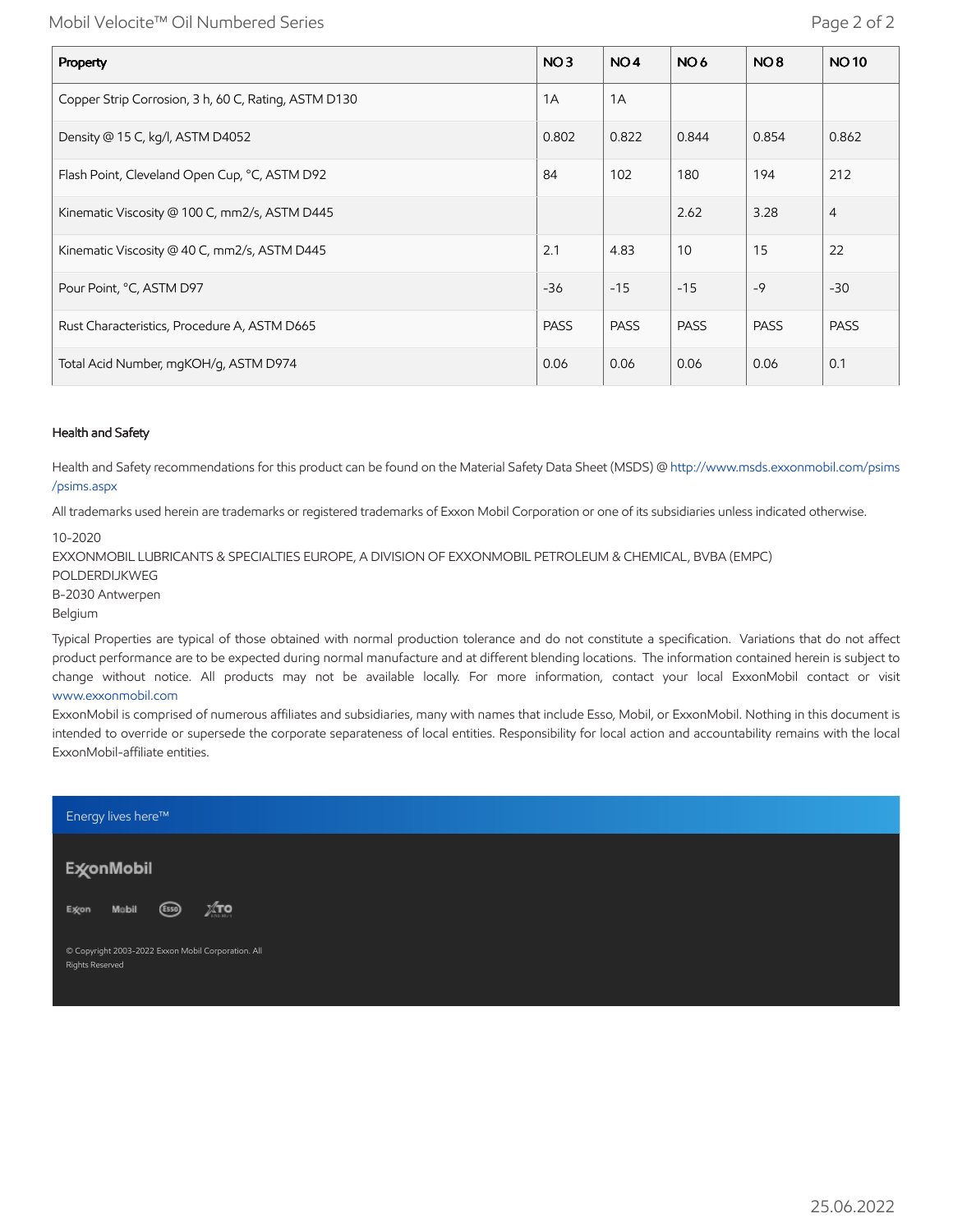| Property | NO 3 | NO 4 | NO 6 | NO 8 | NO 10 |
|---|---|---|---|---|---|
| Copper Strip Corrosion, 3 h, 60 C, Rating, ASTM D130 | 1A | 1A | | | |
| Density @ 15 C, kg/l, ASTM D4052 | 0.802 | 0.822 | 0.844 | 0.854 | 0.862 |
| Flash Point, Cleveland Open Cup, °C, ASTM D92 | 84 | 102 | 180 | 194 | 212 |
| Kinematic Viscosity @ 100 C, mm2/s, ASTM D445 | | | 2.62 | 3.28 | 4 |
| Kinematic Viscosity @ 40 C, mm2/s, ASTM D445 | 2.1 | 4.83 | 10 | 15 | 22 |
| Pour Point, °C, ASTM D97 | -36 | -15 | -15 | -9 | -30 |
| Rust Characteristics, Procedure A, ASTM D665 | PASS | PASS | PASS | PASS | PASS |
| Total Acid Number, mgKOH/g, ASTM D974 | 0.06 | 0.06 | 0.06 | 0.06 | 0.1 |

### Health and Safety

Health and Safety recommendations for this product can be found on the Material Safety Data Sheet (MSDS) @ http://www.msds.exxonmobil.com/psims/psims.aspx

All trademarks used herein are trademarks or registered trademarks of Exxon Mobil Corporation or one of its subsidiaries unless indicated otherwise.

10-2020
EXXONMOBIL LUBRICANTS & SPECIALTIES EUROPE, A DIVISION OF EXXONMOBIL PETROLEUM & CHEMICAL, BVBA (EMPC)
POLDERDIJKWEG
B-2030 Antwerpen
Belgium

Typical Properties are typical of those obtained with normal production tolerance and do not constitute a specification. Variations that do not affect product performance are to be expected during normal manufacture and at different blending locations. The information contained herein is subject to change without notice. All products may not be available locally. For more information, contact your local ExxonMobil contact or visit www.exxonmobil.com

ExxonMobil is comprised of numerous affiliates and subsidiaries, many with names that include Esso, Mobil, or ExxonMobil. Nothing in this document is intended to override or supersede the corporate separateness of local entities. Responsibility for local action and accountability remains with the local ExxonMobil-affiliate entities.

Energy lives here™

ExxonMobil

Exxon Mobil Esso XTO

© Copyright 2003-2022 Exxon Mobil Corporation. All Rights Reserved